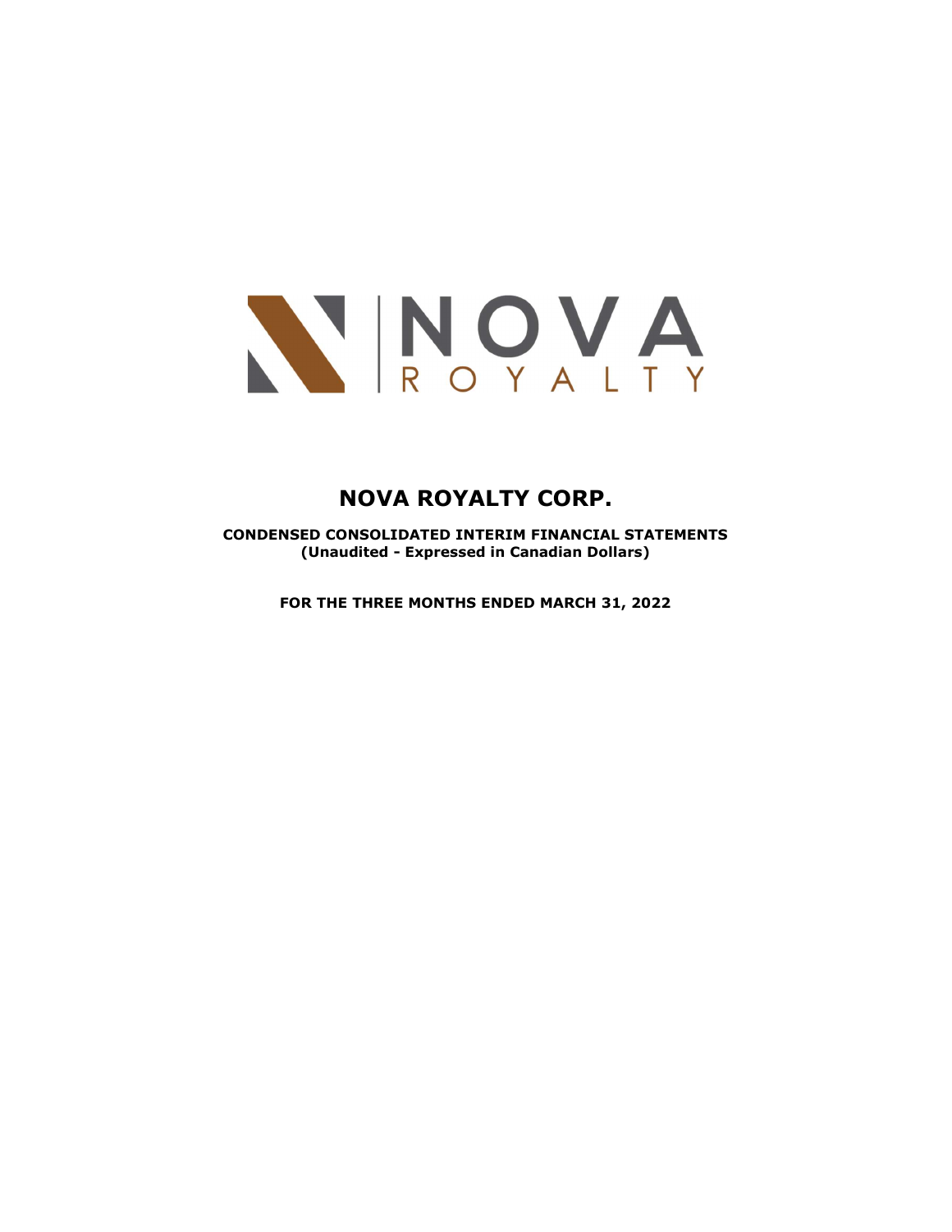NOVA ROYALTY

# NOVA ROYALTY CORP.

**CONDENSED CONSOLIDATED INTERIM FINANCIAL STATEMENTS**
**(Unaudited - Expressed in Canadian Dollars)**

**FOR THE THREE MONTHS ENDED MARCH 31, 2022**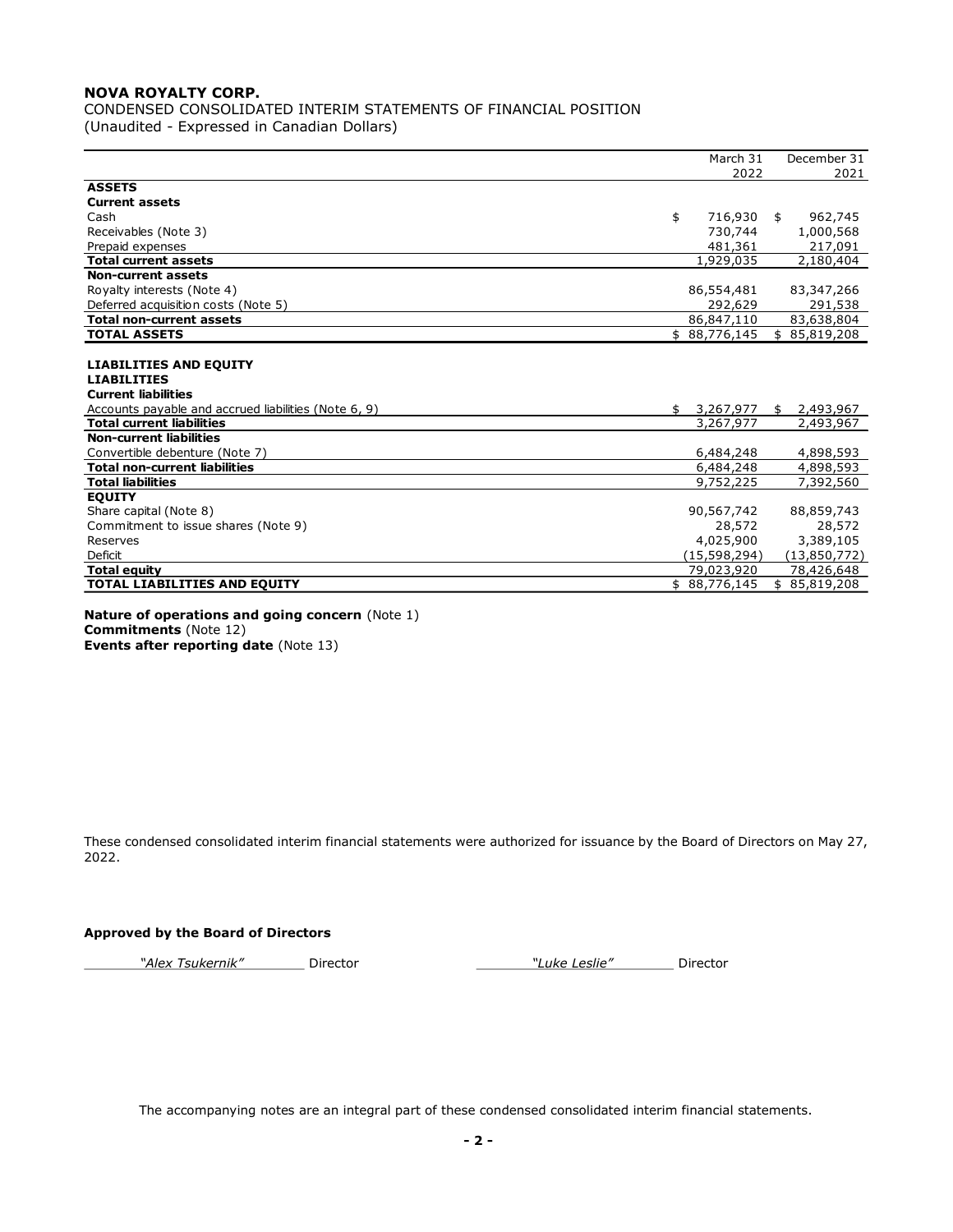# NOVA ROYALTY CORP.

CONDENSED CONSOLIDATED INTERIM STATEMENTS OF FINANCIAL POSITION
(Unaudited - Expressed in Canadian Dollars)

| | March 31 2022 | December 31 2021 |
|---|---|---|
| **ASSETS** | | |
| **Current assets** | | |
| Cash | $ 716,930 | $ 962,745 |
| Receivables (Note 3) | 730,744 | 1,000,568 |
| Prepaid expenses | 481,361 | 217,091 |
| **Total current assets** | 1,929,035 | 2,180,404 |
| **Non-current assets** | | |
| Royalty interests (Note 4) | 86,554,481 | 83,347,266 |
| Deferred acquisition costs (Note 5) | 292,629 | 291,538 |
| **Total non-current assets** | 86,847,110 | 83,638,804 |
| **TOTAL ASSETS** | $ 88,776,145 | $ 85,819,208 |
| | | |
| **LIABILITIES AND EQUITY** | | |
| **LIABILITIES** | | |
| **Current liabilities** | | |
| Accounts payable and accrued liabilities (Note 6, 9) | $ 3,267,977 | $ 2,493,967 |
| **Total current liabilities** | 3,267,977 | 2,493,967 |
| **Non-current liabilities** | | |
| Convertible debenture (Note 7) | 6,484,248 | 4,898,593 |
| **Total non-current liabilities** | 6,484,248 | 4,898,593 |
| **Total liabilities** | 9,752,225 | 7,392,560 |
| **EQUITY** | | |
| Share capital (Note 8) | 90,567,742 | 88,859,743 |
| Commitment to issue shares (Note 9) | 28,572 | 28,572 |
| Reserves | 4,025,900 | 3,389,105 |
| Deficit | (15,598,294) | (13,850,772) |
| **Total equity** | 79,023,920 | 78,426,648 |
| **TOTAL LIABILITIES AND EQUITY** | $ 88,776,145 | $ 85,819,208 |

**Nature of operations and going concern** (Note 1)
**Commitments** (Note 12)
**Events after reporting date** (Note 13)

These condensed consolidated interim financial statements were authorized for issuance by the Board of Directors on May 27, 2022.

**Approved by the Board of Directors**

*"Alex Tsukernik"* Director    *"Luke Leslie"* Director

The accompanying notes are an integral part of these condensed consolidated interim financial statements.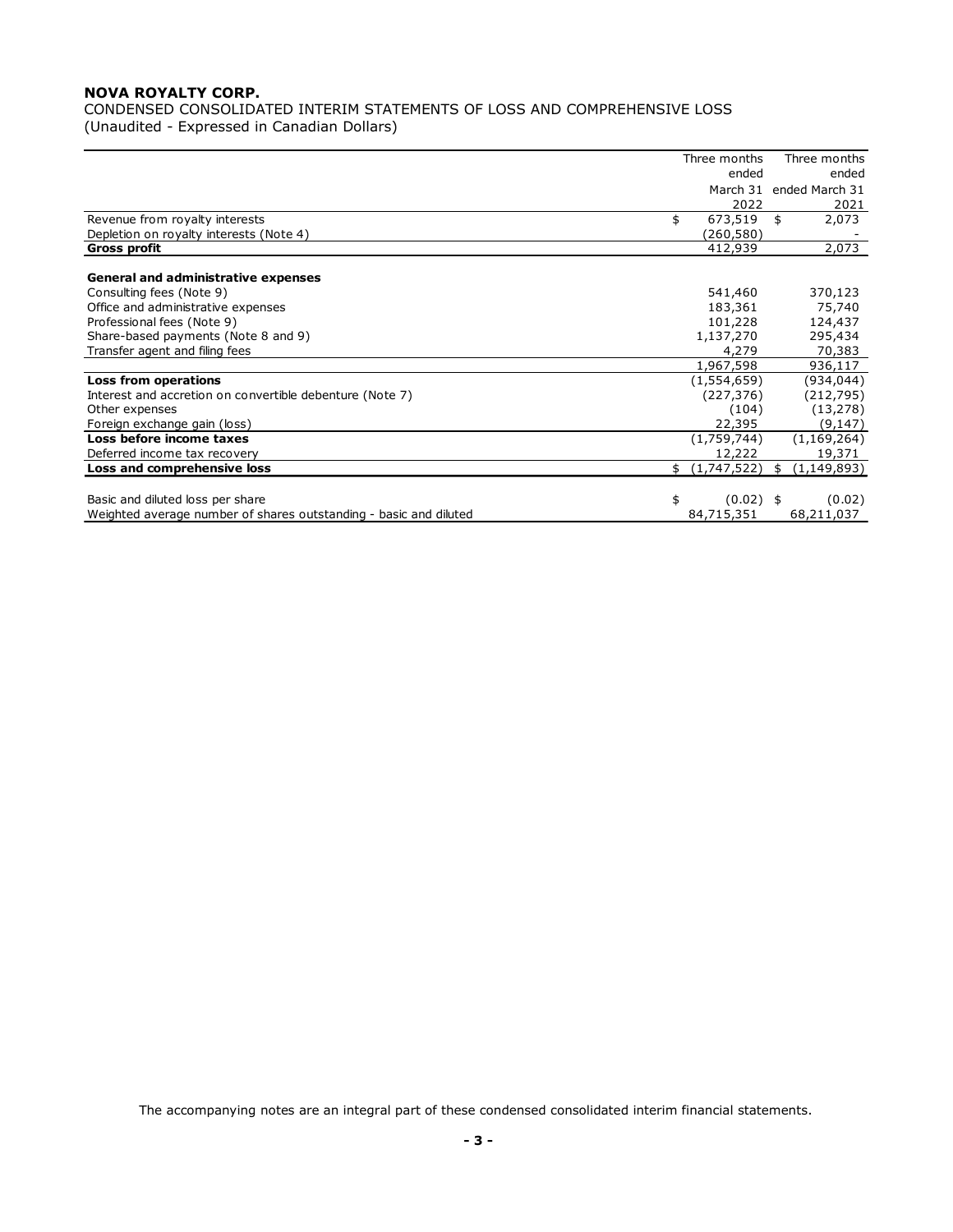**NOVA ROYALTY CORP.**

CONDENSED CONSOLIDATED INTERIM STATEMENTS OF LOSS AND COMPREHENSIVE LOSS
(Unaudited - Expressed in Canadian Dollars)

| | Three months ended March 31 2022 | Three months ended March 31 2021 |
|---|---|---|
| Revenue from royalty interests | $ 673,519 | $ 2,073 |
| Depletion on royalty interests (Note 4) | (260,580) | - |
| **Gross profit** | 412,939 | 2,073 |
| | | |
| **General and administrative expenses** | | |
| Consulting fees (Note 9) | 541,460 | 370,123 |
| Office and administrative expenses | 183,361 | 75,740 |
| Professional fees (Note 9) | 101,228 | 124,437 |
| Share-based payments (Note 8 and 9) | 1,137,270 | 295,434 |
| Transfer agent and filing fees | 4,279 | 70,383 |
| | 1,967,598 | 936,117 |
| **Loss from operations** | (1,554,659) | (934,044) |
| Interest and accretion on convertible debenture (Note 7) | (227,376) | (212,795) |
| Other expenses | (104) | (13,278) |
| Foreign exchange gain (loss) | 22,395 | (9,147) |
| **Loss before income taxes** | (1,759,744) | (1,169,264) |
| Deferred income tax recovery | 12,222 | 19,371 |
| **Loss and comprehensive loss** | $ (1,747,522) | $ (1,149,893) |
| | | |
| Basic and diluted loss per share | $ (0.02) | $ (0.02) |
| Weighted average number of shares outstanding - basic and diluted | 84,715,351 | 68,211,037 |

The accompanying notes are an integral part of these condensed consolidated interim financial statements.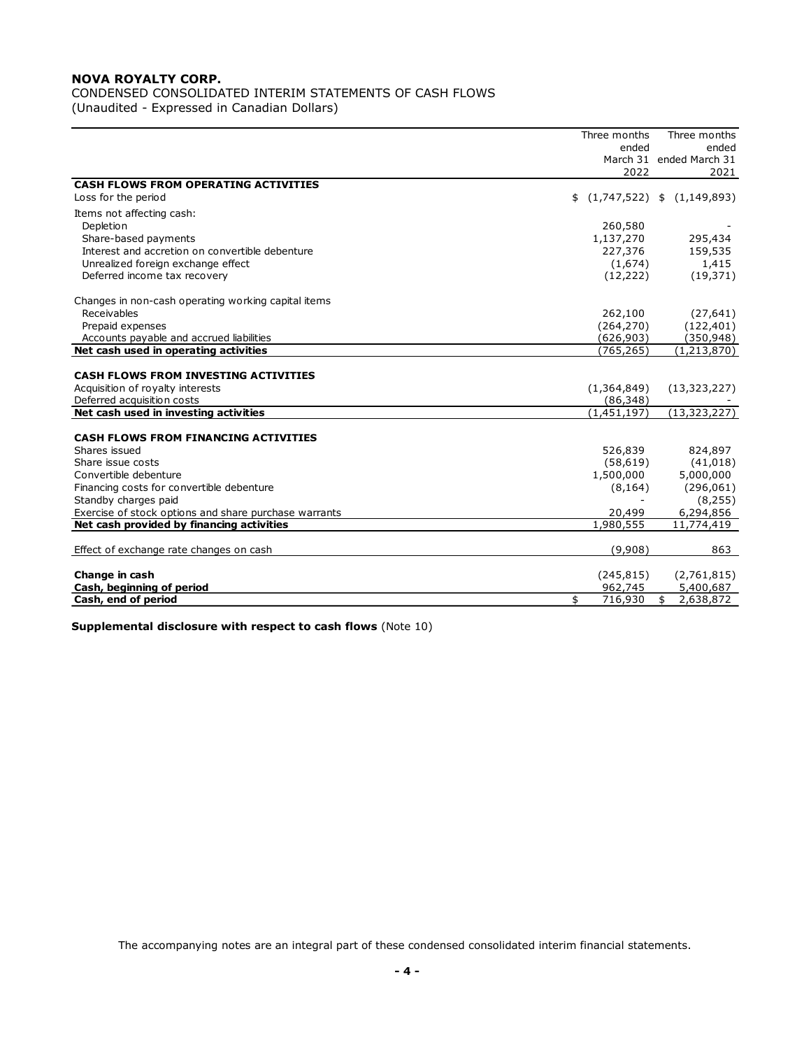# NOVA ROYALTY CORP.

CONDENSED CONSOLIDATED INTERIM STATEMENTS OF CASH FLOWS
(Unaudited - Expressed in Canadian Dollars)

| | Three months ended March 31 2022 | Three months ended March 31 2021 |
|---|---|---|
| **CASH FLOWS FROM OPERATING ACTIVITIES** | | |
| Loss for the period | $ (1,747,522) | $ (1,149,893) |
| Items not affecting cash: | | |
| Depletion | 260,580 | - |
| Share-based payments | 1,137,270 | 295,434 |
| Interest and accretion on convertible debenture | 227,376 | 159,535 |
| Unrealized foreign exchange effect | (1,674) | 1,415 |
| Deferred income tax recovery | (12,222) | (19,371) |
| Changes in non-cash operating working capital items | | |
| Receivables | 262,100 | (27,641) |
| Prepaid expenses | (264,270) | (122,401) |
| Accounts payable and accrued liabilities | (626,903) | (350,948) |
| **Net cash used in operating activities** | (765,265) | (1,213,870) |
| **CASH FLOWS FROM INVESTING ACTIVITIES** | | |
| Acquisition of royalty interests | (1,364,849) | (13,323,227) |
| Deferred acquisition costs | (86,348) | - |
| **Net cash used in investing activities** | (1,451,197) | (13,323,227) |
| **CASH FLOWS FROM FINANCING ACTIVITIES** | | |
| Shares issued | 526,839 | 824,897 |
| Share issue costs | (58,619) | (41,018) |
| Convertible debenture | 1,500,000 | 5,000,000 |
| Financing costs for convertible debenture | (8,164) | (296,061) |
| Standby charges paid | - | (8,255) |
| Exercise of stock options and share purchase warrants | 20,499 | 6,294,856 |
| **Net cash provided by financing activities** | 1,980,555 | 11,774,419 |
| Effect of exchange rate changes on cash | (9,908) | 863 |
| **Change in cash** | (245,815) | (2,761,815) |
| **Cash, beginning of period** | 962,745 | 5,400,687 |
| **Cash, end of period** | $ 716,930 | $ 2,638,872 |

**Supplemental disclosure with respect to cash flows** (Note 10)

The accompanying notes are an integral part of these condensed consolidated interim financial statements.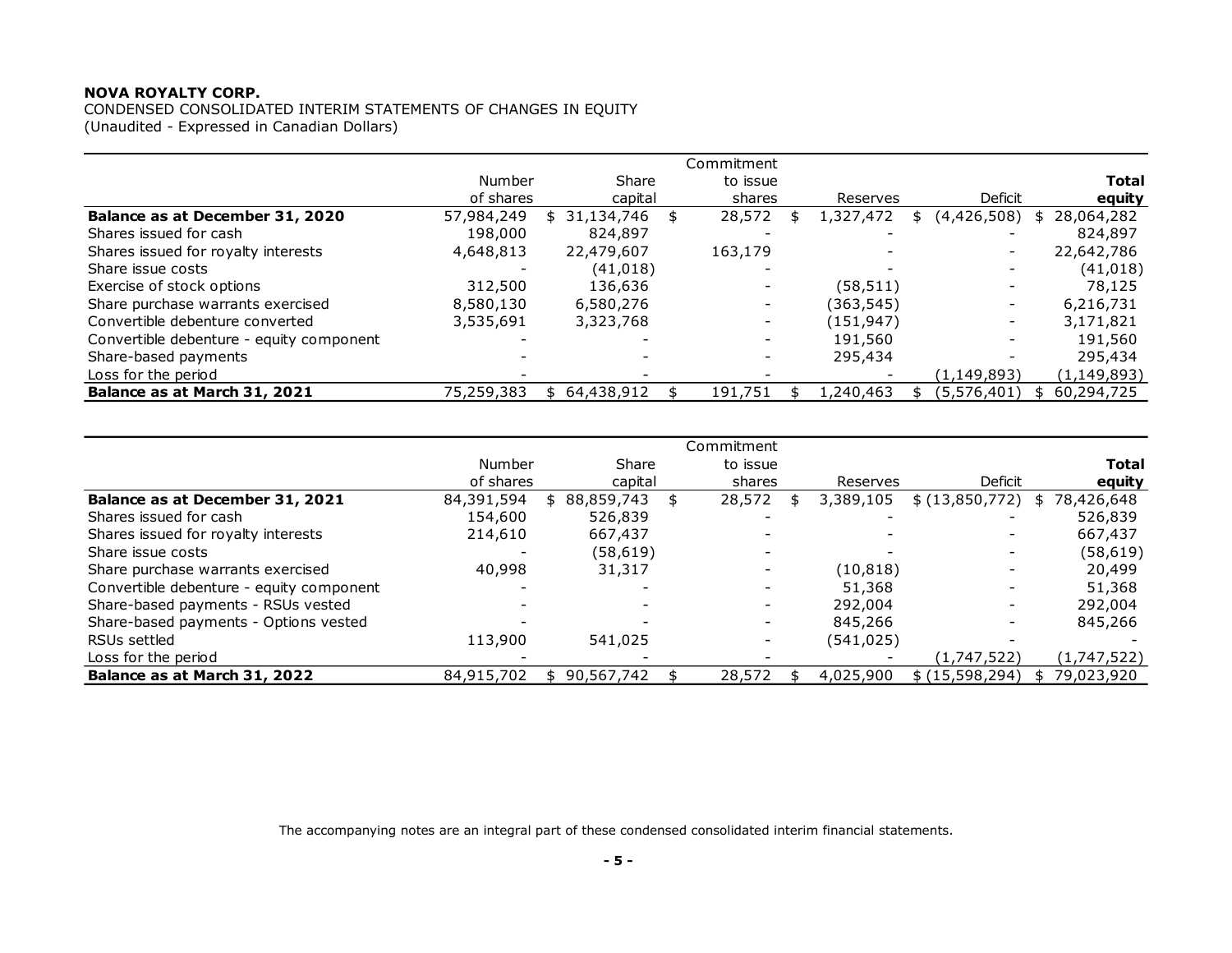**NOVA ROYALTY CORP.**

CONDENSED CONSOLIDATED INTERIM STATEMENTS OF CHANGES IN EQUITY

(Unaudited - Expressed in Canadian Dollars)

| | Number of shares | Share capital | Commitment to issue shares | Reserves | Deficit | **Total equity** |
|---|---|---|---|---|---|---|
| **Balance as at December 31, 2020** | 57,984,249 | $ 31,134,746 | $ 28,572 | $ 1,327,472 | $ (4,426,508) | $ 28,064,282 |
| Shares issued for cash | 198,000 | 824,897 | - | - | - | 824,897 |
| Shares issued for royalty interests | 4,648,813 | 22,479,607 | 163,179 | - | - | 22,642,786 |
| Share issue costs | - | (41,018) | - | - | - | (41,018) |
| Exercise of stock options | 312,500 | 136,636 | - | (58,511) | - | 78,125 |
| Share purchase warrants exercised | 8,580,130 | 6,580,276 | - | (363,545) | - | 6,216,731 |
| Convertible debenture converted | 3,535,691 | 3,323,768 | - | (151,947) | - | 3,171,821 |
| Convertible debenture - equity component | - | - | - | 191,560 | - | 191,560 |
| Share-based payments | - | - | - | 295,434 | - | 295,434 |
| Loss for the period | - | - | - | - | (1,149,893) | (1,149,893) |
| **Balance as at March 31, 2021** | 75,259,383 | $ 64,438,912 | $ 191,751 | $ 1,240,463 | $ (5,576,401) | $ 60,294,725 |

| | Number of shares | Share capital | Commitment to issue shares | Reserves | Deficit | **Total equity** |
|---|---|---|---|---|---|---|
| **Balance as at December 31, 2021** | 84,391,594 | $ 88,859,743 | $ 28,572 | $ 3,389,105 | $ (13,850,772) | $ 78,426,648 |
| Shares issued for cash | 154,600 | 526,839 | - | - | - | 526,839 |
| Shares issued for royalty interests | 214,610 | 667,437 | - | - | - | 667,437 |
| Share issue costs | - | (58,619) | - | - | - | (58,619) |
| Share purchase warrants exercised | 40,998 | 31,317 | - | (10,818) | - | 20,499 |
| Convertible debenture - equity component | - | - | - | 51,368 | - | 51,368 |
| Share-based payments - RSUs vested | - | - | - | 292,004 | - | 292,004 |
| Share-based payments - Options vested | - | - | - | 845,266 | - | 845,266 |
| RSUs settled | 113,900 | 541,025 | - | (541,025) | - | - |
| Loss for the period | - | - | - | - | (1,747,522) | (1,747,522) |
| **Balance as at March 31, 2022** | 84,915,702 | $ 90,567,742 | $ 28,572 | $ 4,025,900 | $ (15,598,294) | $ 79,023,920 |

The accompanying notes are an integral part of these condensed consolidated interim financial statements.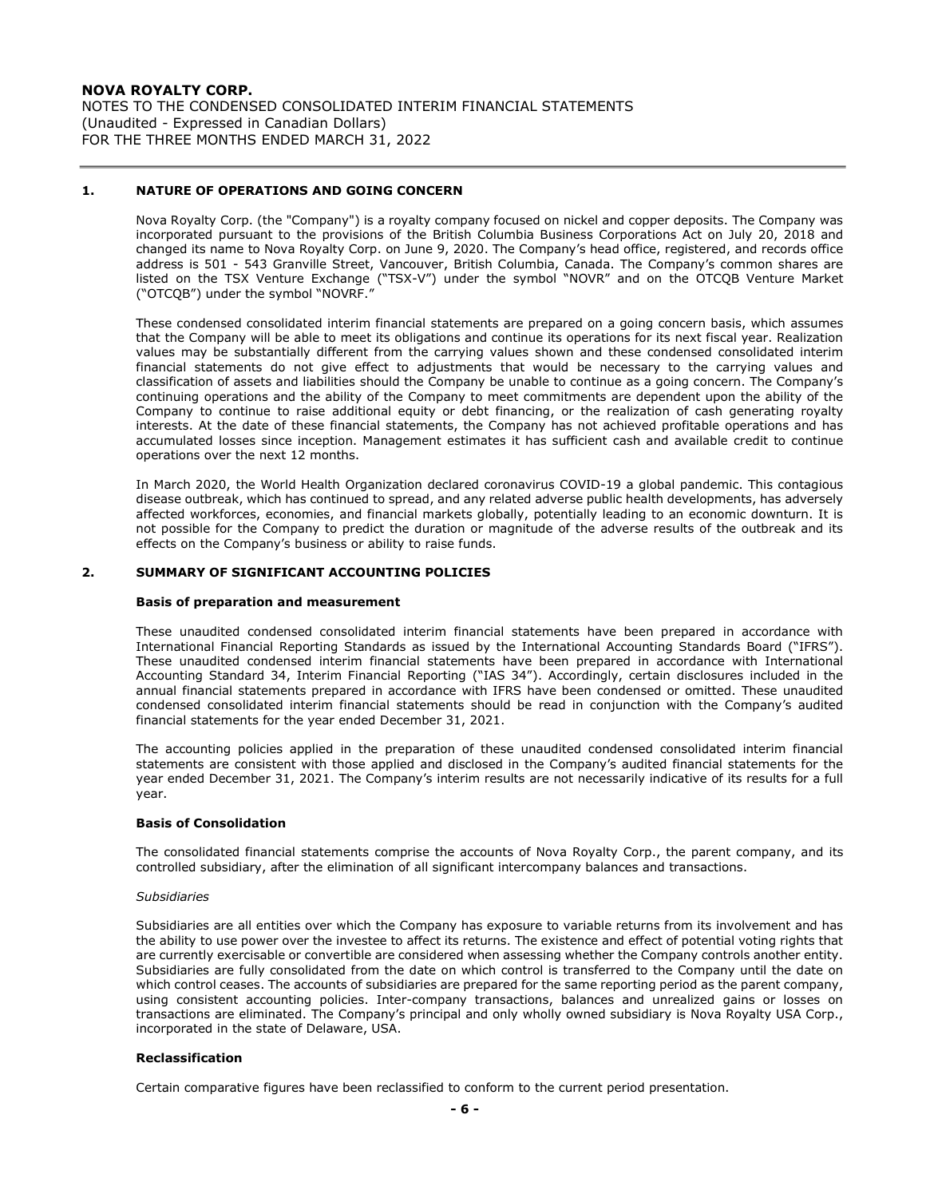## 1. NATURE OF OPERATIONS AND GOING CONCERN

Nova Royalty Corp. (the "Company") is a royalty company focused on nickel and copper deposits. The Company was incorporated pursuant to the provisions of the British Columbia Business Corporations Act on July 20, 2018 and changed its name to Nova Royalty Corp. on June 9, 2020. The Company's head office, registered, and records office address is 501 - 543 Granville Street, Vancouver, British Columbia, Canada. The Company's common shares are listed on the TSX Venture Exchange ("TSX-V") under the symbol "NOVR" and on the OTCQB Venture Market ("OTCQB") under the symbol "NOVRF."

These condensed consolidated interim financial statements are prepared on a going concern basis, which assumes that the Company will be able to meet its obligations and continue its operations for its next fiscal year. Realization values may be substantially different from the carrying values shown and these condensed consolidated interim financial statements do not give effect to adjustments that would be necessary to the carrying values and classification of assets and liabilities should the Company be unable to continue as a going concern. The Company's continuing operations and the ability of the Company to meet commitments are dependent upon the ability of the Company to continue to raise additional equity or debt financing, or the realization of cash generating royalty interests. At the date of these financial statements, the Company has not achieved profitable operations and has accumulated losses since inception. Management estimates it has sufficient cash and available credit to continue operations over the next 12 months.

In March 2020, the World Health Organization declared coronavirus COVID-19 a global pandemic. This contagious disease outbreak, which has continued to spread, and any related adverse public health developments, has adversely affected workforces, economies, and financial markets globally, potentially leading to an economic downturn. It is not possible for the Company to predict the duration or magnitude of the adverse results of the outbreak and its effects on the Company's business or ability to raise funds.

## 2. SUMMARY OF SIGNIFICANT ACCOUNTING POLICIES

### Basis of preparation and measurement

These unaudited condensed consolidated interim financial statements have been prepared in accordance with International Financial Reporting Standards as issued by the International Accounting Standards Board ("IFRS"). These unaudited condensed interim financial statements have been prepared in accordance with International Accounting Standard 34, Interim Financial Reporting ("IAS 34"). Accordingly, certain disclosures included in the annual financial statements prepared in accordance with IFRS have been condensed or omitted. These unaudited condensed consolidated interim financial statements should be read in conjunction with the Company's audited financial statements for the year ended December 31, 2021.

The accounting policies applied in the preparation of these unaudited condensed consolidated interim financial statements are consistent with those applied and disclosed in the Company's audited financial statements for the year ended December 31, 2021. The Company's interim results are not necessarily indicative of its results for a full year.

### Basis of Consolidation

The consolidated financial statements comprise the accounts of Nova Royalty Corp., the parent company, and its controlled subsidiary, after the elimination of all significant intercompany balances and transactions.

*Subsidiaries*

Subsidiaries are all entities over which the Company has exposure to variable returns from its involvement and has the ability to use power over the investee to affect its returns. The existence and effect of potential voting rights that are currently exercisable or convertible are considered when assessing whether the Company controls another entity. Subsidiaries are fully consolidated from the date on which control is transferred to the Company until the date on which control ceases. The accounts of subsidiaries are prepared for the same reporting period as the parent company, using consistent accounting policies. Inter-company transactions, balances and unrealized gains or losses on transactions are eliminated. The Company's principal and only wholly owned subsidiary is Nova Royalty USA Corp., incorporated in the state of Delaware, USA.

### Reclassification

Certain comparative figures have been reclassified to conform to the current period presentation.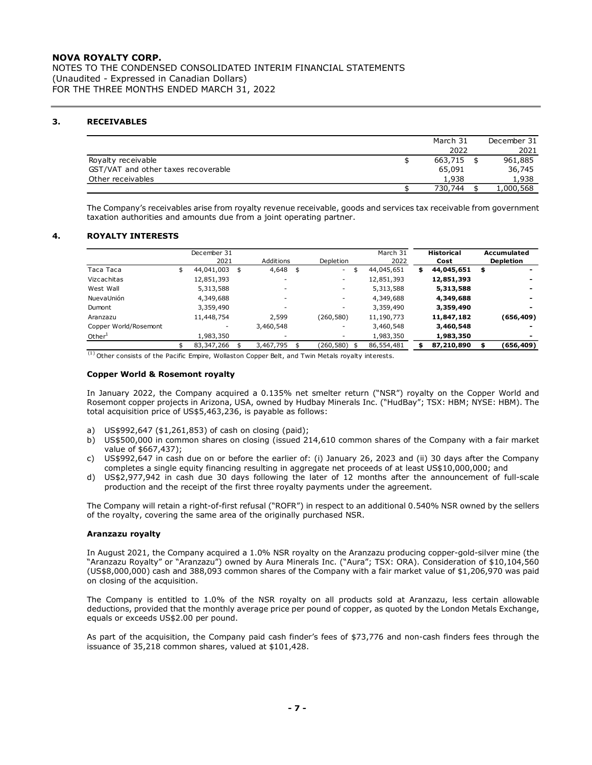# NOVA ROYALTY CORP.

NOTES TO THE CONDENSED CONSOLIDATED INTERIM FINANCIAL STATEMENTS
(Unaudited - Expressed in Canadian Dollars)
FOR THE THREE MONTHS ENDED MARCH 31, 2022

## 3. RECEIVABLES

| | March 31 2022 | December 31 2021 |
|---|---|---|
| Royalty receivable | $ 663,715 | $ 961,885 |
| GST/VAT and other taxes recoverable | 65,091 | 36,745 |
| Other receivables | 1,938 | 1,938 |
| | $ 730,744 | $ 1,000,568 |

The Company's receivables arise from royalty revenue receivable, goods and services tax receivable from government taxation authorities and amounts due from a joint operating partner.

## 4. ROYALTY INTERESTS

| | December 31 2021 | Additions | Depletion | March 31 2022 | **Historical Cost** | **Accumulated Depletion** |
|---|---|---|---|---|---|---|
| Taca Taca | $ 44,041,003 | $ 4,648 | $ - | $ 44,045,651 | **$ 44,045,651** | **$ -** |
| Vizcachitas | 12,851,393 | - | - | 12,851,393 | **12,851,393** | **-** |
| West Wall | 5,313,588 | - | - | 5,313,588 | **5,313,588** | **-** |
| NuevaUnión | 4,349,688 | - | - | 4,349,688 | **4,349,688** | **-** |
| Dumont | 3,359,490 | - | - | 3,359,490 | **3,359,490** | **-** |
| Aranzazu | 11,448,754 | 2,599 | (260,580) | 11,190,773 | **11,847,182** | **(656,409)** |
| Copper World/Rosemont | - | 3,460,548 | - | 3,460,548 | **3,460,548** | **-** |
| Other[1] | 1,983,350 | - | - | 1,983,350 | **1,983,350** | **-** |
| | $ 83,347,266 | $ 3,467,795 | $ (260,580) | $ 86,554,481 | **$ 87,210,890** | **$ (656,409)** |

[1] Other consists of the Pacific Empire, Wollaston Copper Belt, and Twin Metals royalty interests.

### Copper World & Rosemont royalty

In January 2022, the Company acquired a 0.135% net smelter return ("NSR") royalty on the Copper World and Rosemont copper projects in Arizona, USA, owned by Hudbay Minerals Inc. ("HudBay"; TSX: HBM; NYSE: HBM). The total acquisition price of US$5,463,236, is payable as follows:

a) US$992,647 ($1,261,853) of cash on closing (paid);
b) US$500,000 in common shares on closing (issued 214,610 common shares of the Company with a fair market value of $667,437);
c) US$992,647 in cash due on or before the earlier of: (i) January 26, 2023 and (ii) 30 days after the Company completes a single equity financing resulting in aggregate net proceeds of at least US$10,000,000; and
d) US$2,977,942 in cash due 30 days following the later of 12 months after the announcement of full-scale production and the receipt of the first three royalty payments under the agreement.

The Company will retain a right-of-first refusal ("ROFR") in respect to an additional 0.540% NSR owned by the sellers of the royalty, covering the same area of the originally purchased NSR.

### Aranzazu royalty

In August 2021, the Company acquired a 1.0% NSR royalty on the Aranzazu producing copper-gold-silver mine (the "Aranzazu Royalty" or "Aranzazu") owned by Aura Minerals Inc. ("Aura"; TSX: ORA). Consideration of $10,104,560 (US$8,000,000) cash and 388,093 common shares of the Company with a fair market value of $1,206,970 was paid on closing of the acquisition.

The Company is entitled to 1.0% of the NSR royalty on all products sold at Aranzazu, less certain allowable deductions, provided that the monthly average price per pound of copper, as quoted by the London Metals Exchange, equals or exceeds US$2.00 per pound.

As part of the acquisition, the Company paid cash finder's fees of $73,776 and non-cash finders fees through the issuance of 35,218 common shares, valued at $101,428.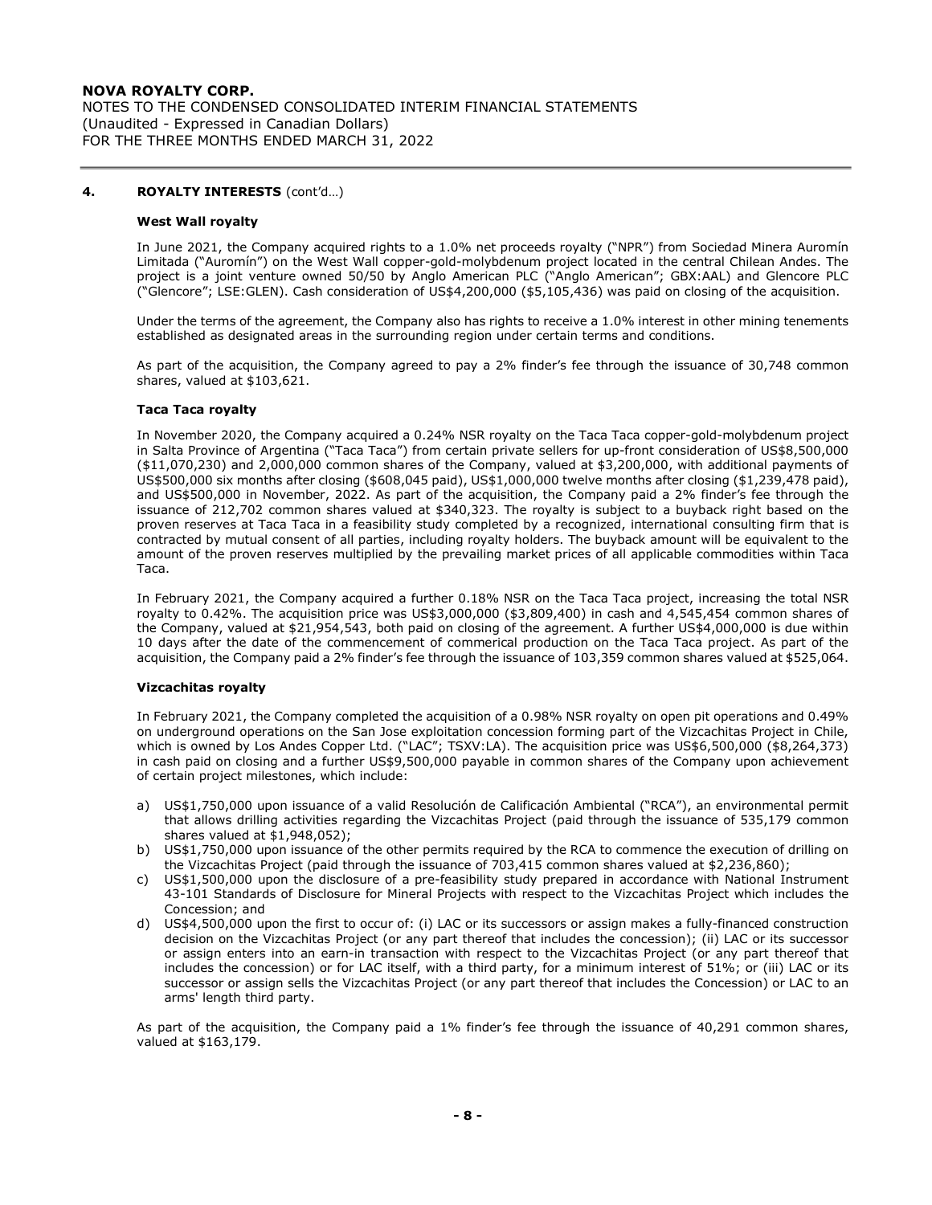#### 4. ROYALTY INTERESTS (cont'd…)

**West Wall royalty**

In June 2021, the Company acquired rights to a 1.0% net proceeds royalty ("NPR") from Sociedad Minera Auromín Limitada ("Auromín") on the West Wall copper-gold-molybdenum project located in the central Chilean Andes. The project is a joint venture owned 50/50 by Anglo American PLC ("Anglo American"; GBX:AAL) and Glencore PLC ("Glencore"; LSE:GLEN). Cash consideration of US$4,200,000 ($5,105,436) was paid on closing of the acquisition.

Under the terms of the agreement, the Company also has rights to receive a 1.0% interest in other mining tenements established as designated areas in the surrounding region under certain terms and conditions.

As part of the acquisition, the Company agreed to pay a 2% finder's fee through the issuance of 30,748 common shares, valued at $103,621.

**Taca Taca royalty**

In November 2020, the Company acquired a 0.24% NSR royalty on the Taca Taca copper-gold-molybdenum project in Salta Province of Argentina ("Taca Taca") from certain private sellers for up-front consideration of US$8,500,000 ($11,070,230) and 2,000,000 common shares of the Company, valued at $3,200,000, with additional payments of US$500,000 six months after closing ($608,045 paid), US$1,000,000 twelve months after closing ($1,239,478 paid), and US$500,000 in November, 2022. As part of the acquisition, the Company paid a 2% finder's fee through the issuance of 212,702 common shares valued at $340,323. The royalty is subject to a buyback right based on the proven reserves at Taca Taca in a feasibility study completed by a recognized, international consulting firm that is contracted by mutual consent of all parties, including royalty holders. The buyback amount will be equivalent to the amount of the proven reserves multiplied by the prevailing market prices of all applicable commodities within Taca Taca.

In February 2021, the Company acquired a further 0.18% NSR on the Taca Taca project, increasing the total NSR royalty to 0.42%. The acquisition price was US$3,000,000 ($3,809,400) in cash and 4,545,454 common shares of the Company, valued at $21,954,543, both paid on closing of the agreement. A further US$4,000,000 is due within 10 days after the date of the commencement of commerical production on the Taca Taca project. As part of the acquisition, the Company paid a 2% finder's fee through the issuance of 103,359 common shares valued at $525,064.

**Vizcachitas royalty**

In February 2021, the Company completed the acquisition of a 0.98% NSR royalty on open pit operations and 0.49% on underground operations on the San Jose exploitation concession forming part of the Vizcachitas Project in Chile, which is owned by Los Andes Copper Ltd. ("LAC"; TSXV:LA). The acquisition price was US$6,500,000 ($8,264,373) in cash paid on closing and a further US$9,500,000 payable in common shares of the Company upon achievement of certain project milestones, which include:

a) US$1,750,000 upon issuance of a valid Resolución de Calificación Ambiental ("RCA"), an environmental permit that allows drilling activities regarding the Vizcachitas Project (paid through the issuance of 535,179 common shares valued at $1,948,052);
b) US$1,750,000 upon issuance of the other permits required by the RCA to commence the execution of drilling on the Vizcachitas Project (paid through the issuance of 703,415 common shares valued at $2,236,860);
c) US$1,500,000 upon the disclosure of a pre-feasibility study prepared in accordance with National Instrument 43-101 Standards of Disclosure for Mineral Projects with respect to the Vizcachitas Project which includes the Concession; and
d) US$4,500,000 upon the first to occur of: (i) LAC or its successors or assign makes a fully-financed construction decision on the Vizcachitas Project (or any part thereof that includes the concession); (ii) LAC or its successor or assign enters into an earn-in transaction with respect to the Vizcachitas Project (or any part thereof that includes the concession) or for LAC itself, with a third party, for a minimum interest of 51%; or (iii) LAC or its successor or assign sells the Vizcachitas Project (or any part thereof that includes the Concession) or LAC to an arms' length third party.

As part of the acquisition, the Company paid a 1% finder's fee through the issuance of 40,291 common shares, valued at $163,179.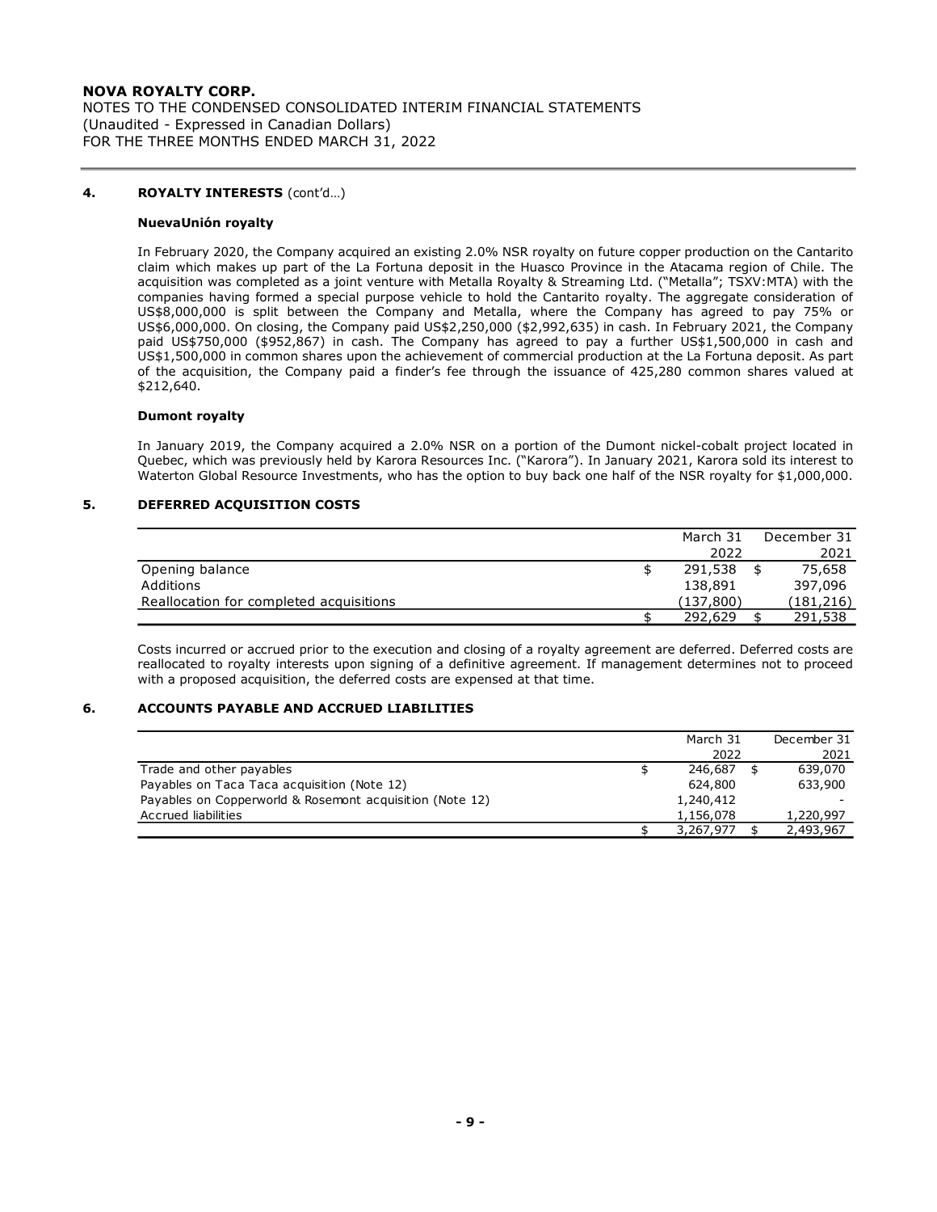### 4. ROYALTY INTERESTS (cont'd…)

#### NuevaUnión royalty

In February 2020, the Company acquired an existing 2.0% NSR royalty on future copper production on the Cantarito claim which makes up part of the La Fortuna deposit in the Huasco Province in the Atacama region of Chile. The acquisition was completed as a joint venture with Metalla Royalty & Streaming Ltd. ("Metalla"; TSXV:MTA) with the companies having formed a special purpose vehicle to hold the Cantarito royalty. The aggregate consideration of US$8,000,000 is split between the Company and Metalla, where the Company has agreed to pay 75% or US$6,000,000. On closing, the Company paid US$2,250,000 ($2,992,635) in cash. In February 2021, the Company paid US$750,000 ($952,867) in cash. The Company has agreed to pay a further US$1,500,000 in cash and US$1,500,000 in common shares upon the achievement of commercial production at the La Fortuna deposit. As part of the acquisition, the Company paid a finder's fee through the issuance of 425,280 common shares valued at $212,640.

#### Dumont royalty

In January 2019, the Company acquired a 2.0% NSR on a portion of the Dumont nickel-cobalt project located in Quebec, which was previously held by Karora Resources Inc. ("Karora"). In January 2021, Karora sold its interest to Waterton Global Resource Investments, who has the option to buy back one half of the NSR royalty for $1,000,000.

### 5. DEFERRED ACQUISITION COSTS

| | | March 31 2022 | | December 31 2021 |
|---|---|---|---|---|
| Opening balance | $ | 291,538 | $ | 75,658 |
| Additions | | 138,891 | | 397,096 |
| Reallocation for completed acquisitions | | (137,800) | | (181,216) |
| | $ | 292,629 | $ | 291,538 |

Costs incurred or accrued prior to the execution and closing of a royalty agreement are deferred. Deferred costs are reallocated to royalty interests upon signing of a definitive agreement. If management determines not to proceed with a proposed acquisition, the deferred costs are expensed at that time.

### 6. ACCOUNTS PAYABLE AND ACCRUED LIABILITIES

| | | March 31 2022 | | December 31 2021 |
|---|---|---|---|---|
| Trade and other payables | $ | 246,687 | $ | 639,070 |
| Payables on Taca Taca acquisition (Note 12) | | 624,800 | | 633,900 |
| Payables on Copperworld & Rosemont acquisition (Note 12) | | 1,240,412 | | - |
| Accrued liabilities | | 1,156,078 | | 1,220,997 |
| | $ | 3,267,977 | $ | 2,493,967 |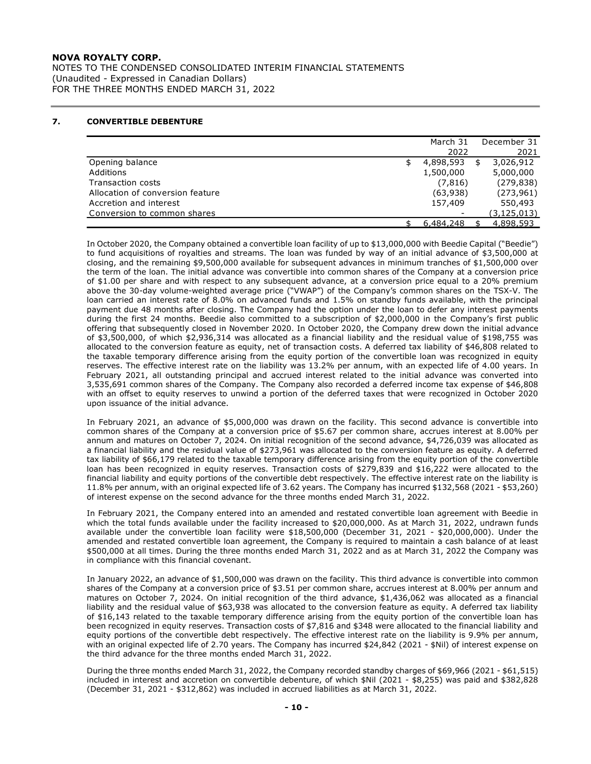## 7. CONVERTIBLE DEBENTURE

| | March 31 2022 | December 31 2021 |
|---|---|---|
| Opening balance | $ 4,898,593 | $ 3,026,912 |
| Additions | 1,500,000 | 5,000,000 |
| Transaction costs | (7,816) | (279,838) |
| Allocation of conversion feature | (63,938) | (273,961) |
| Accretion and interest | 157,409 | 550,493 |
| Conversion to common shares | - | (3,125,013) |
| | $ 6,484,248 | $ 4,898,593 |

In October 2020, the Company obtained a convertible loan facility of up to $13,000,000 with Beedie Capital ("Beedie") to fund acquisitions of royalties and streams. The loan was funded by way of an initial advance of $3,500,000 at closing, and the remaining $9,500,000 available for subsequent advances in minimum tranches of $1,500,000 over the term of the loan. The initial advance was convertible into common shares of the Company at a conversion price of $1.00 per share and with respect to any subsequent advance, at a conversion price equal to a 20% premium above the 30-day volume-weighted average price ("VWAP") of the Company's common shares on the TSX-V. The loan carried an interest rate of 8.0% on advanced funds and 1.5% on standby funds available, with the principal payment due 48 months after closing. The Company had the option under the loan to defer any interest payments during the first 24 months. Beedie also committed to a subscription of $2,000,000 in the Company's first public offering that subsequently closed in November 2020. In October 2020, the Company drew down the initial advance of $3,500,000, of which $2,936,314 was allocated as a financial liability and the residual value of $198,755 was allocated to the conversion feature as equity, net of transaction costs. A deferred tax liability of $46,808 related to the taxable temporary difference arising from the equity portion of the convertible loan was recognized in equity reserves. The effective interest rate on the liability was 13.2% per annum, with an expected life of 4.00 years. In February 2021, all outstanding principal and accrued interest related to the initial advance was converted into 3,535,691 common shares of the Company. The Company also recorded a deferred income tax expense of $46,808 with an offset to equity reserves to unwind a portion of the deferred taxes that were recognized in October 2020 upon issuance of the initial advance.

In February 2021, an advance of $5,000,000 was drawn on the facility. This second advance is convertible into common shares of the Company at a conversion price of $5.67 per common share, accrues interest at 8.00% per annum and matures on October 7, 2024. On initial recognition of the second advance, $4,726,039 was allocated as a financial liability and the residual value of $273,961 was allocated to the conversion feature as equity. A deferred tax liability of $66,179 related to the taxable temporary difference arising from the equity portion of the convertible loan has been recognized in equity reserves. Transaction costs of $279,839 and $16,222 were allocated to the financial liability and equity portions of the convertible debt respectively. The effective interest rate on the liability is 11.8% per annum, with an original expected life of 3.62 years. The Company has incurred $132,568 (2021 - $53,260) of interest expense on the second advance for the three months ended March 31, 2022.

In February 2021, the Company entered into an amended and restated convertible loan agreement with Beedie in which the total funds available under the facility increased to $20,000,000. As at March 31, 2022, undrawn funds available under the convertible loan facility were $18,500,000 (December 31, 2021 - $20,000,000). Under the amended and restated convertible loan agreement, the Company is required to maintain a cash balance of at least $500,000 at all times. During the three months ended March 31, 2022 and as at March 31, 2022 the Company was in compliance with this financial covenant.

In January 2022, an advance of $1,500,000 was drawn on the facility. This third advance is convertible into common shares of the Company at a conversion price of $3.51 per common share, accrues interest at 8.00% per annum and matures on October 7, 2024. On initial recognition of the third advance, $1,436,062 was allocated as a financial liability and the residual value of $63,938 was allocated to the conversion feature as equity. A deferred tax liability of $16,143 related to the taxable temporary difference arising from the equity portion of the convertible loan has been recognized in equity reserves. Transaction costs of $7,816 and $348 were allocated to the financial liability and equity portions of the convertible debt respectively. The effective interest rate on the liability is 9.9% per annum, with an original expected life of 2.70 years. The Company has incurred $24,842 (2021 - $Nil) of interest expense on the third advance for the three months ended March 31, 2022.

During the three months ended March 31, 2022, the Company recorded standby charges of $69,966 (2021 - $61,515) included in interest and accretion on convertible debenture, of which $Nil (2021 - $8,255) was paid and $382,828 (December 31, 2021 - $312,862) was included in accrued liabilities as at March 31, 2022.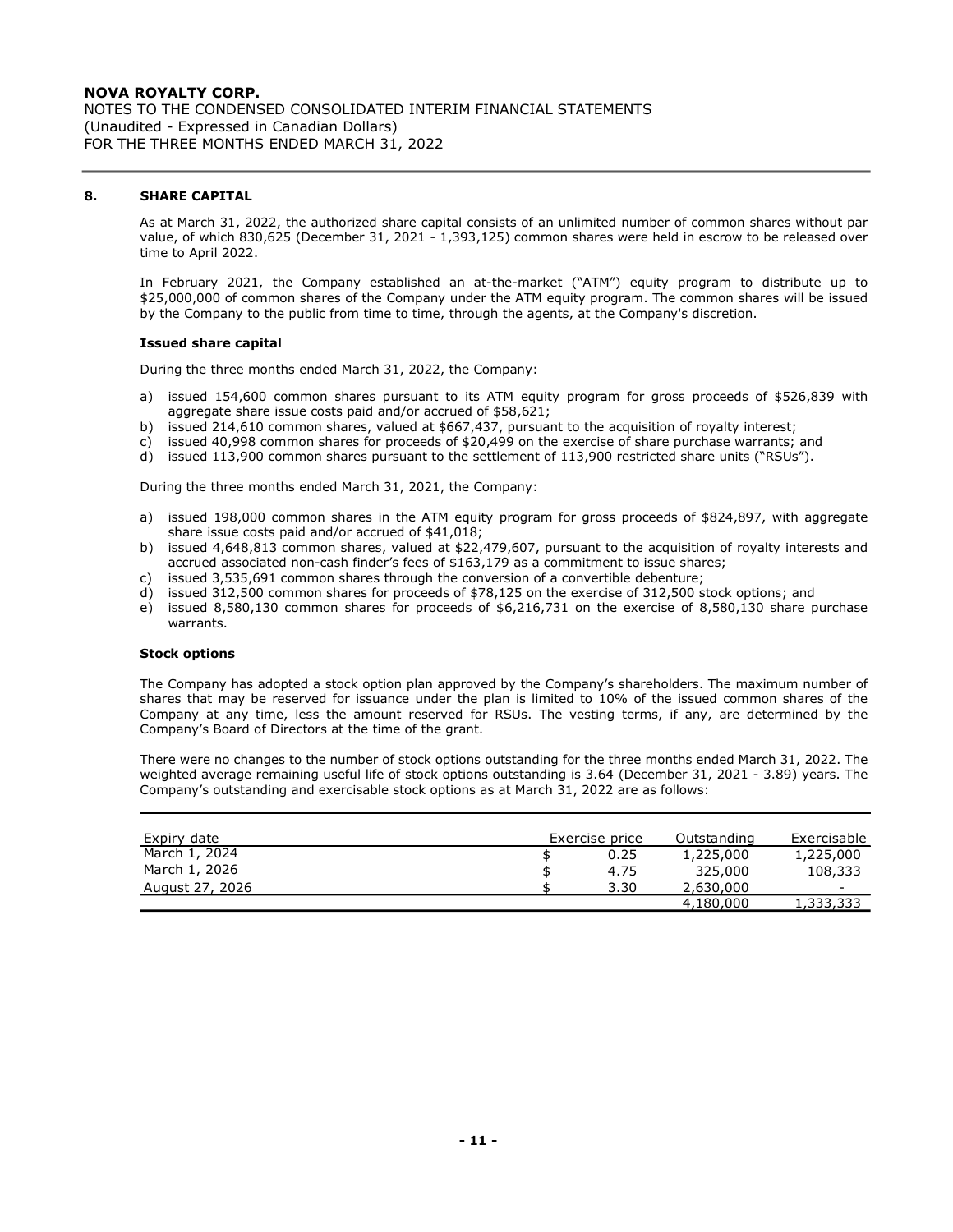## 8. SHARE CAPITAL

As at March 31, 2022, the authorized share capital consists of an unlimited number of common shares without par value, of which 830,625 (December 31, 2021 - 1,393,125) common shares were held in escrow to be released over time to April 2022.

In February 2021, the Company established an at-the-market ("ATM") equity program to distribute up to $25,000,000 of common shares of the Company under the ATM equity program. The common shares will be issued by the Company to the public from time to time, through the agents, at the Company's discretion.

### Issued share capital

During the three months ended March 31, 2022, the Company:

a) issued 154,600 common shares pursuant to its ATM equity program for gross proceeds of $526,839 with aggregate share issue costs paid and/or accrued of $58,621;
b) issued 214,610 common shares, valued at $667,437, pursuant to the acquisition of royalty interest;
c) issued 40,998 common shares for proceeds of $20,499 on the exercise of share purchase warrants; and
d) issued 113,900 common shares pursuant to the settlement of 113,900 restricted share units ("RSUs").

During the three months ended March 31, 2021, the Company:

a) issued 198,000 common shares in the ATM equity program for gross proceeds of $824,897, with aggregate share issue costs paid and/or accrued of $41,018;
b) issued 4,648,813 common shares, valued at $22,479,607, pursuant to the acquisition of royalty interests and accrued associated non-cash finder's fees of $163,179 as a commitment to issue shares;
c) issued 3,535,691 common shares through the conversion of a convertible debenture;
d) issued 312,500 common shares for proceeds of $78,125 on the exercise of 312,500 stock options; and
e) issued 8,580,130 common shares for proceeds of $6,216,731 on the exercise of 8,580,130 share purchase warrants.

### Stock options

The Company has adopted a stock option plan approved by the Company's shareholders. The maximum number of shares that may be reserved for issuance under the plan is limited to 10% of the issued common shares of the Company at any time, less the amount reserved for RSUs. The vesting terms, if any, are determined by the Company's Board of Directors at the time of the grant.

There were no changes to the number of stock options outstanding for the three months ended March 31, 2022. The weighted average remaining useful life of stock options outstanding is 3.64 (December 31, 2021 - 3.89) years. The Company's outstanding and exercisable stock options as at March 31, 2022 are as follows:

| Expiry date | Exercise price | Outstanding | Exercisable |
|---|---|---|---|
| March 1, 2024 | $ 0.25 | 1,225,000 | 1,225,000 |
| March 1, 2026 | $ 4.75 | 325,000 | 108,333 |
| August 27, 2026 | $ 3.30 | 2,630,000 | - |
| | | 4,180,000 | 1,333,333 |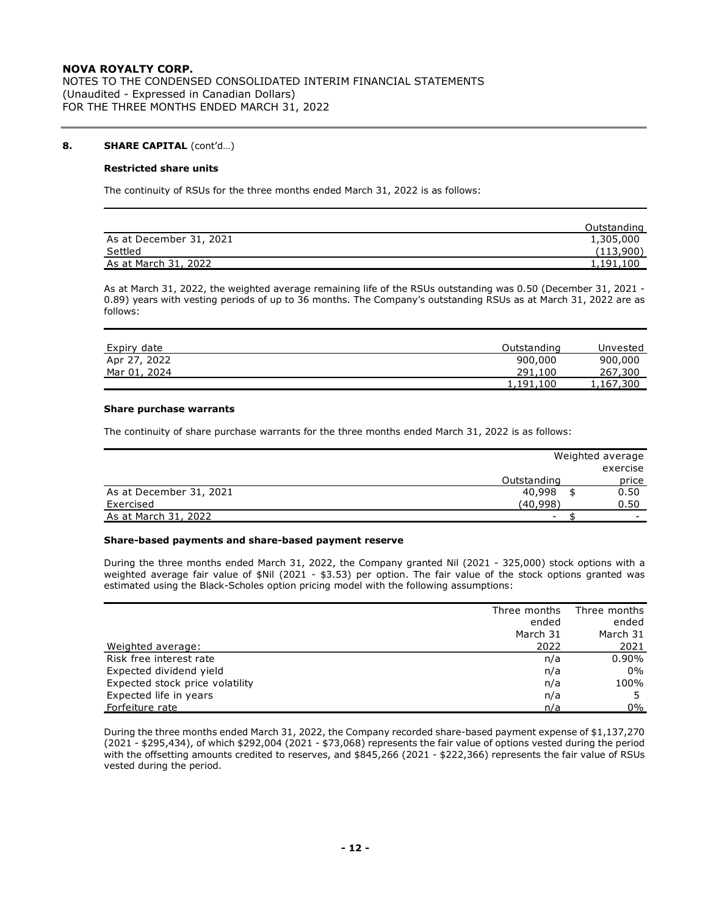**NOVA ROYALTY CORP.**
NOTES TO THE CONDENSED CONSOLIDATED INTERIM FINANCIAL STATEMENTS
(Unaudited - Expressed in Canadian Dollars)
FOR THE THREE MONTHS ENDED MARCH 31, 2022

## 8. SHARE CAPITAL (cont'd…)

### Restricted share units

The continuity of RSUs for the three months ended March 31, 2022 is as follows:

| | Outstanding |
|---|---|
| As at December 31, 2021 | 1,305,000 |
| Settled | (113,900) |
| As at March 31, 2022 | 1,191,100 |

As at March 31, 2022, the weighted average remaining life of the RSUs outstanding was 0.50 (December 31, 2021 - 0.89) years with vesting periods of up to 36 months. The Company's outstanding RSUs as at March 31, 2022 are as follows:

| Expiry date | Outstanding | Unvested |
|---|---|---|
| Apr 27, 2022 | 900,000 | 900,000 |
| Mar 01, 2024 | 291,100 | 267,300 |
| | 1,191,100 | 1,167,300 |

### Share purchase warrants

The continuity of share purchase warrants for the three months ended March 31, 2022 is as follows:

| | Outstanding | Weighted average exercise price |
|---|---|---|
| As at December 31, 2021 | 40,998 | $ 0.50 |
| Exercised | (40,998) | 0.50 |
| As at March 31, 2022 | - | $ - |

### Share-based payments and share-based payment reserve

During the three months ended March 31, 2022, the Company granted Nil (2021 - 325,000) stock options with a weighted average fair value of $Nil (2021 - $3.53) per option. The fair value of the stock options granted was estimated using the Black-Scholes option pricing model with the following assumptions:

| Weighted average: | Three months ended March 31 2022 | Three months ended March 31 2021 |
|---|---|---|
| Risk free interest rate | n/a | 0.90% |
| Expected dividend yield | n/a | 0% |
| Expected stock price volatility | n/a | 100% |
| Expected life in years | n/a | 5 |
| Forfeiture rate | n/a | 0% |

During the three months ended March 31, 2022, the Company recorded share-based payment expense of $1,137,270 (2021 - $295,434), of which $292,004 (2021 - $73,068) represents the fair value of options vested during the period with the offsetting amounts credited to reserves, and $845,266 (2021 - $222,366) represents the fair value of RSUs vested during the period.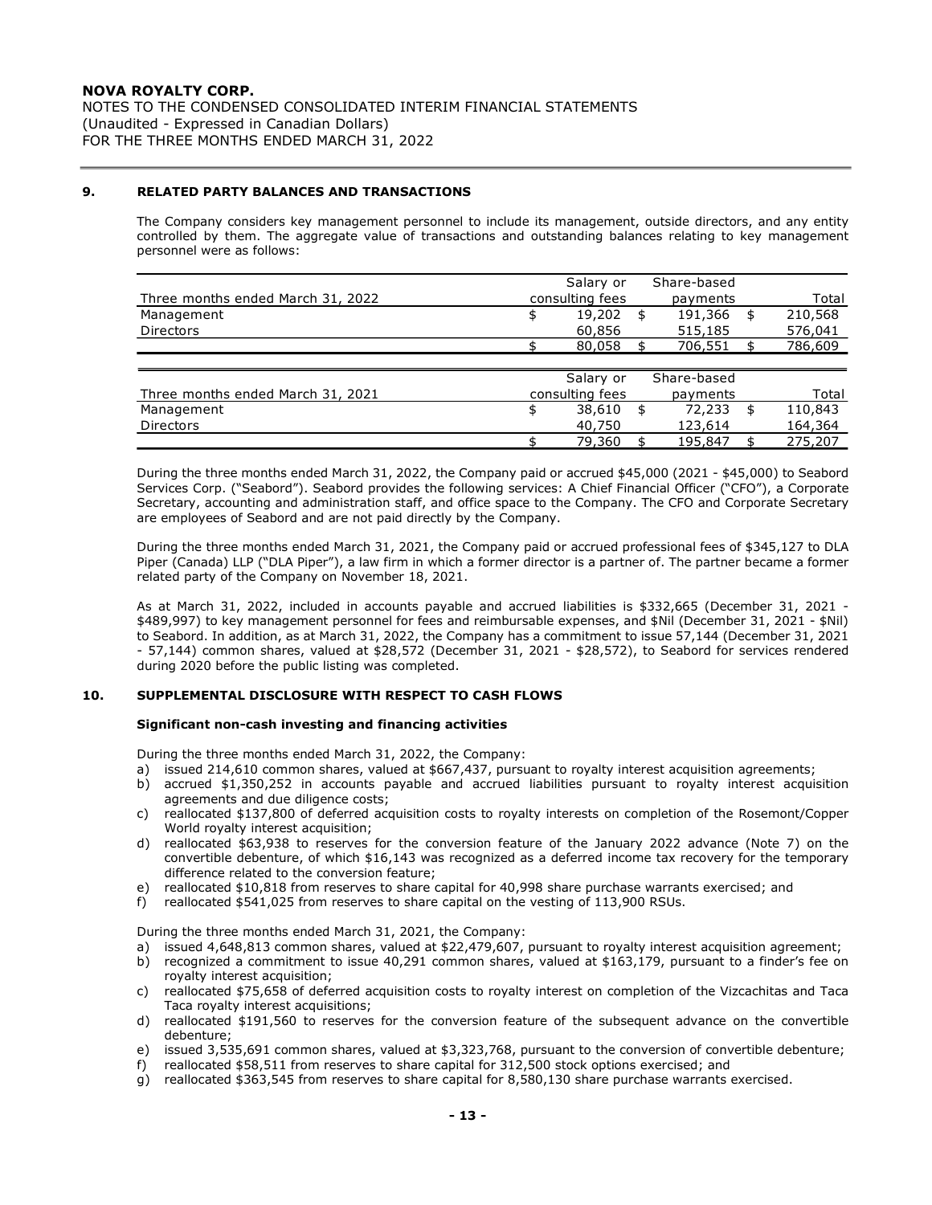## 9. RELATED PARTY BALANCES AND TRANSACTIONS

The Company considers key management personnel to include its management, outside directors, and any entity controlled by them. The aggregate value of transactions and outstanding balances relating to key management personnel were as follows:

| Three months ended March 31, 2022 | Salary or consulting fees | Share-based payments | Total |
|---|---|---|---|
| Management | $ 19,202 | $ 191,366 | $ 210,568 |
| Directors | 60,856 | 515,185 | 576,041 |
| | $ 80,058 | $ 706,551 | $ 786,609 |

| Three months ended March 31, 2021 | Salary or consulting fees | Share-based payments | Total |
|---|---|---|---|
| Management | $ 38,610 | $ 72,233 | $ 110,843 |
| Directors | 40,750 | 123,614 | 164,364 |
| | $ 79,360 | $ 195,847 | $ 275,207 |

During the three months ended March 31, 2022, the Company paid or accrued $45,000 (2021 - $45,000) to Seabord Services Corp. ("Seabord"). Seabord provides the following services: A Chief Financial Officer ("CFO"), a Corporate Secretary, accounting and administration staff, and office space to the Company. The CFO and Corporate Secretary are employees of Seabord and are not paid directly by the Company.

During the three months ended March 31, 2021, the Company paid or accrued professional fees of $345,127 to DLA Piper (Canada) LLP ("DLA Piper"), a law firm in which a former director is a partner of. The partner became a former related party of the Company on November 18, 2021.

As at March 31, 2022, included in accounts payable and accrued liabilities is $332,665 (December 31, 2021 - $489,997) to key management personnel for fees and reimbursable expenses, and $Nil (December 31, 2021 - $Nil) to Seabord. In addition, as at March 31, 2022, the Company has a commitment to issue 57,144 (December 31, 2021 - 57,144) common shares, valued at $28,572 (December 31, 2021 - $28,572), to Seabord for services rendered during 2020 before the public listing was completed.

## 10. SUPPLEMENTAL DISCLOSURE WITH RESPECT TO CASH FLOWS

### Significant non-cash investing and financing activities

During the three months ended March 31, 2022, the Company:

a) issued 214,610 common shares, valued at $667,437, pursuant to royalty interest acquisition agreements;
b) accrued $1,350,252 in accounts payable and accrued liabilities pursuant to royalty interest acquisition agreements and due diligence costs;
c) reallocated $137,800 of deferred acquisition costs to royalty interests on completion of the Rosemont/Copper World royalty interest acquisition;
d) reallocated $63,938 to reserves for the conversion feature of the January 2022 advance (Note 7) on the convertible debenture, of which $16,143 was recognized as a deferred income tax recovery for the temporary difference related to the conversion feature;
e) reallocated $10,818 from reserves to share capital for 40,998 share purchase warrants exercised; and
f) reallocated $541,025 from reserves to share capital on the vesting of 113,900 RSUs.

During the three months ended March 31, 2021, the Company:

a) issued 4,648,813 common shares, valued at $22,479,607, pursuant to royalty interest acquisition agreement;
b) recognized a commitment to issue 40,291 common shares, valued at $163,179, pursuant to a finder's fee on royalty interest acquisition;
c) reallocated $75,658 of deferred acquisition costs to royalty interest on completion of the Vizcachitas and Taca Taca royalty interest acquisitions;
d) reallocated $191,560 to reserves for the conversion feature of the subsequent advance on the convertible debenture;
e) issued 3,535,691 common shares, valued at $3,323,768, pursuant to the conversion of convertible debenture;
f) reallocated $58,511 from reserves to share capital for 312,500 stock options exercised; and
g) reallocated $363,545 from reserves to share capital for 8,580,130 share purchase warrants exercised.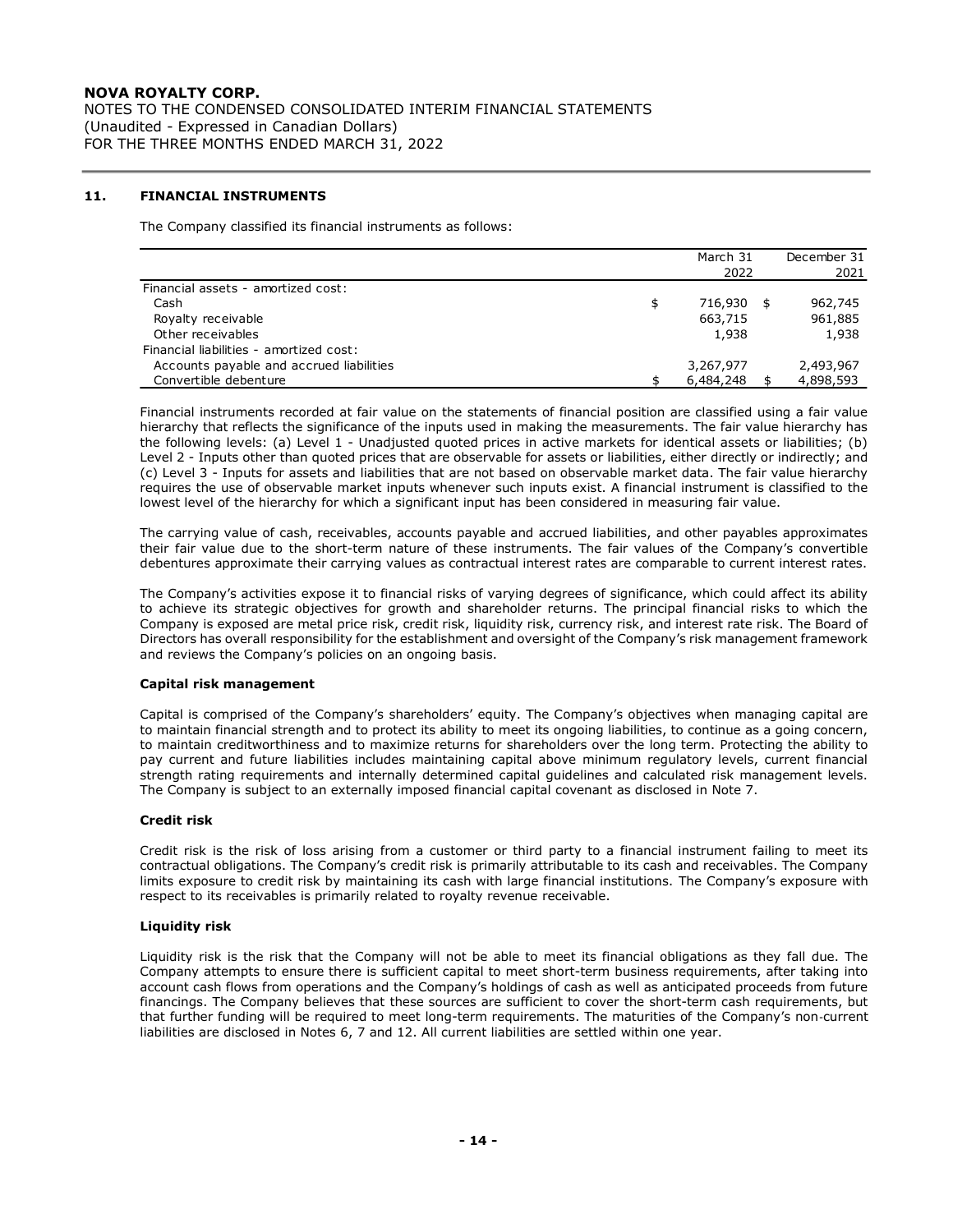**NOVA ROYALTY CORP.**

NOTES TO THE CONDENSED CONSOLIDATED INTERIM FINANCIAL STATEMENTS
(Unaudited - Expressed in Canadian Dollars)
FOR THE THREE MONTHS ENDED MARCH 31, 2022

## 11. FINANCIAL INSTRUMENTS

The Company classified its financial instruments as follows:

| | March 31 2022 | December 31 2021 |
|---|---|---|
| Financial assets - amortized cost: | | |
| Cash | $ 716,930 | $ 962,745 |
| Royalty receivable | 663,715 | 961,885 |
| Other receivables | 1,938 | 1,938 |
| Financial liabilities - amortized cost: | | |
| Accounts payable and accrued liabilities | 3,267,977 | 2,493,967 |
| Convertible debenture | $ 6,484,248 | $ 4,898,593 |

Financial instruments recorded at fair value on the statements of financial position are classified using a fair value hierarchy that reflects the significance of the inputs used in making the measurements. The fair value hierarchy has the following levels: (a) Level 1 - Unadjusted quoted prices in active markets for identical assets or liabilities; (b) Level 2 - Inputs other than quoted prices that are observable for assets or liabilities, either directly or indirectly; and (c) Level 3 - Inputs for assets and liabilities that are not based on observable market data. The fair value hierarchy requires the use of observable market inputs whenever such inputs exist. A financial instrument is classified to the lowest level of the hierarchy for which a significant input has been considered in measuring fair value.

The carrying value of cash, receivables, accounts payable and accrued liabilities, and other payables approximates their fair value due to the short-term nature of these instruments. The fair values of the Company's convertible debentures approximate their carrying values as contractual interest rates are comparable to current interest rates.

The Company's activities expose it to financial risks of varying degrees of significance, which could affect its ability to achieve its strategic objectives for growth and shareholder returns. The principal financial risks to which the Company is exposed are metal price risk, credit risk, liquidity risk, currency risk, and interest rate risk. The Board of Directors has overall responsibility for the establishment and oversight of the Company's risk management framework and reviews the Company's policies on an ongoing basis.

**Capital risk management**

Capital is comprised of the Company's shareholders' equity. The Company's objectives when managing capital are to maintain financial strength and to protect its ability to meet its ongoing liabilities, to continue as a going concern, to maintain creditworthiness and to maximize returns for shareholders over the long term. Protecting the ability to pay current and future liabilities includes maintaining capital above minimum regulatory levels, current financial strength rating requirements and internally determined capital guidelines and calculated risk management levels. The Company is subject to an externally imposed financial capital covenant as disclosed in Note 7.

**Credit risk**

Credit risk is the risk of loss arising from a customer or third party to a financial instrument failing to meet its contractual obligations. The Company's credit risk is primarily attributable to its cash and receivables. The Company limits exposure to credit risk by maintaining its cash with large financial institutions. The Company's exposure with respect to its receivables is primarily related to royalty revenue receivable.

**Liquidity risk**

Liquidity risk is the risk that the Company will not be able to meet its financial obligations as they fall due. The Company attempts to ensure there is sufficient capital to meet short-term business requirements, after taking into account cash flows from operations and the Company's holdings of cash as well as anticipated proceeds from future financings. The Company believes that these sources are sufficient to cover the short-term cash requirements, but that further funding will be required to meet long-term requirements. The maturities of the Company's non-current liabilities are disclosed in Notes 6, 7 and 12. All current liabilities are settled within one year.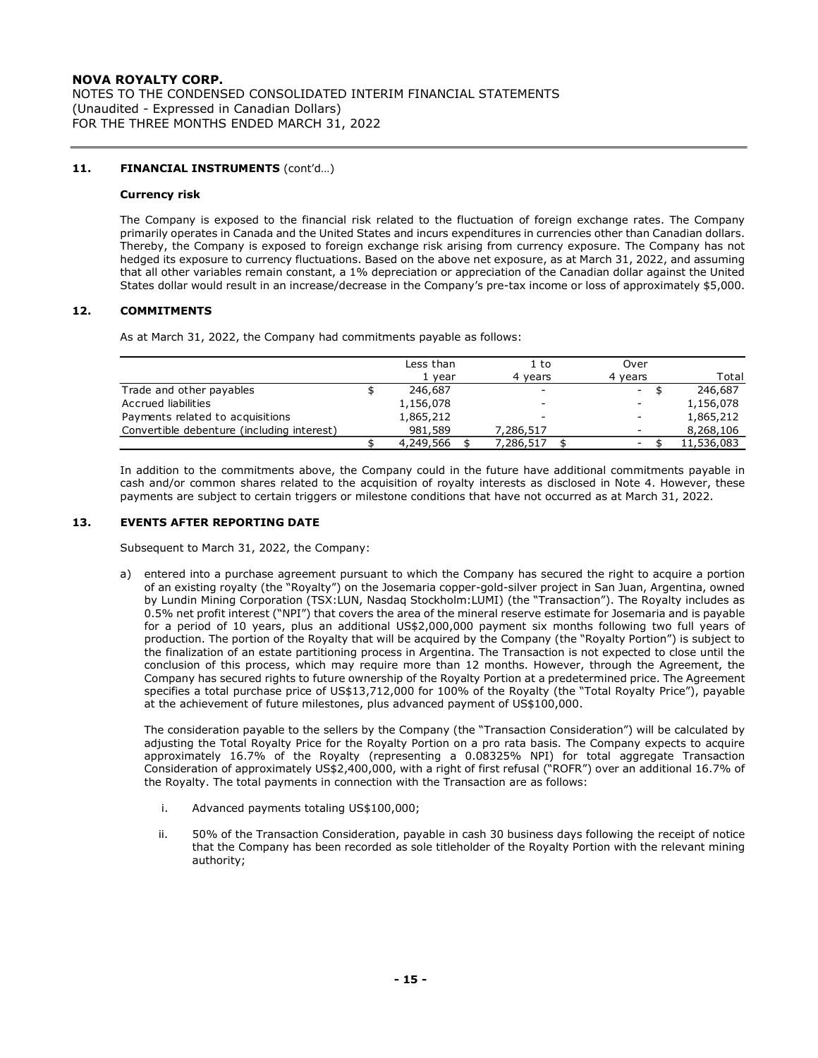**11. FINANCIAL INSTRUMENTS** (cont'd…)

**Currency risk**

The Company is exposed to the financial risk related to the fluctuation of foreign exchange rates. The Company primarily operates in Canada and the United States and incurs expenditures in currencies other than Canadian dollars. Thereby, the Company is exposed to foreign exchange risk arising from currency exposure. The Company has not hedged its exposure to currency fluctuations. Based on the above net exposure, as at March 31, 2022, and assuming that all other variables remain constant, a 1% depreciation or appreciation of the Canadian dollar against the United States dollar would result in an increase/decrease in the Company's pre-tax income or loss of approximately $5,000.

**12. COMMITMENTS**

As at March 31, 2022, the Company had commitments payable as follows:

| | Less than 1 year | 1 to 4 years | Over 4 years | Total |
|---|---|---|---|---|
| Trade and other payables | $ 246,687 | - | - | $ 246,687 |
| Accrued liabilities | 1,156,078 | - | - | 1,156,078 |
| Payments related to acquisitions | 1,865,212 | - | - | 1,865,212 |
| Convertible debenture (including interest) | 981,589 | 7,286,517 | - | 8,268,106 |
| | $ 4,249,566 | $ 7,286,517 | $ - | $ 11,536,083 |

In addition to the commitments above, the Company could in the future have additional commitments payable in cash and/or common shares related to the acquisition of royalty interests as disclosed in Note 4. However, these payments are subject to certain triggers or milestone conditions that have not occurred as at March 31, 2022.

**13. EVENTS AFTER REPORTING DATE**

Subsequent to March 31, 2022, the Company:

a) entered into a purchase agreement pursuant to which the Company has secured the right to acquire a portion of an existing royalty (the "Royalty") on the Josemaria copper-gold-silver project in San Juan, Argentina, owned by Lundin Mining Corporation (TSX:LUN, Nasdaq Stockholm:LUMI) (the "Transaction"). The Royalty includes as 0.5% net profit interest ("NPI") that covers the area of the mineral reserve estimate for Josemaria and is payable for a period of 10 years, plus an additional US$2,000,000 payment six months following two full years of production. The portion of the Royalty that will be acquired by the Company (the "Royalty Portion") is subject to the finalization of an estate partitioning process in Argentina. The Transaction is not expected to close until the conclusion of this process, which may require more than 12 months. However, through the Agreement, the Company has secured rights to future ownership of the Royalty Portion at a predetermined price. The Agreement specifies a total purchase price of US$13,712,000 for 100% of the Royalty (the "Total Royalty Price"), payable at the achievement of future milestones, plus advanced payment of US$100,000.

   The consideration payable to the sellers by the Company (the "Transaction Consideration") will be calculated by adjusting the Total Royalty Price for the Royalty Portion on a pro rata basis. The Company expects to acquire approximately 16.7% of the Royalty (representing a 0.08325% NPI) for total aggregate Transaction Consideration of approximately US$2,400,000, with a right of first refusal ("ROFR") over an additional 16.7% of the Royalty. The total payments in connection with the Transaction are as follows:

   i. Advanced payments totaling US$100,000;

   ii. 50% of the Transaction Consideration, payable in cash 30 business days following the receipt of notice that the Company has been recorded as sole titleholder of the Royalty Portion with the relevant mining authority;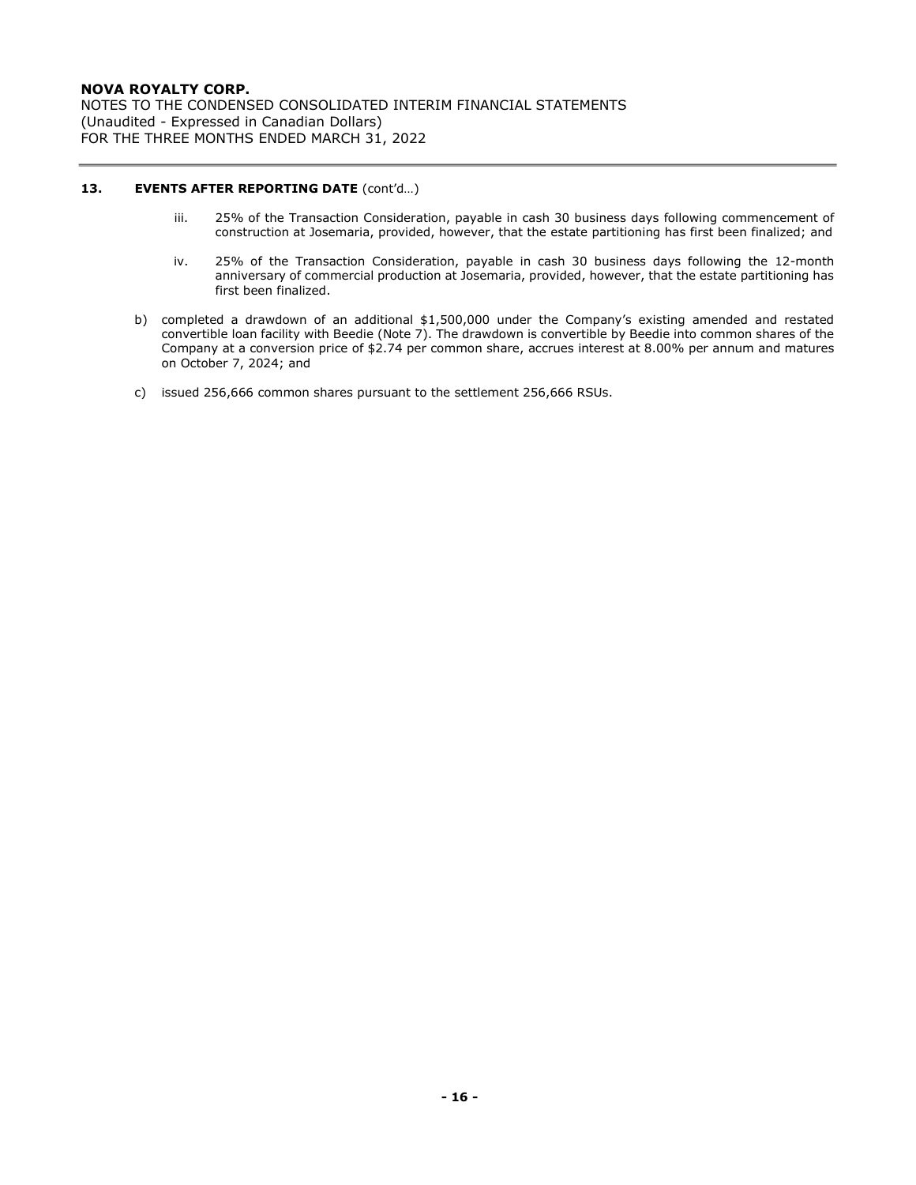**NOVA ROYALTY CORP.**
NOTES TO THE CONDENSED CONSOLIDATED INTERIM FINANCIAL STATEMENTS
(Unaudited - Expressed in Canadian Dollars)
FOR THE THREE MONTHS ENDED MARCH 31, 2022

## 13. EVENTS AFTER REPORTING DATE (cont'd…)

   iii. 25% of the Transaction Consideration, payable in cash 30 business days following commencement of construction at Josemaria, provided, however, that the estate partitioning has first been finalized; and

   iv. 25% of the Transaction Consideration, payable in cash 30 business days following the 12-month anniversary of commercial production at Josemaria, provided, however, that the estate partitioning has first been finalized.

b) completed a drawdown of an additional $1,500,000 under the Company's existing amended and restated convertible loan facility with Beedie (Note 7). The drawdown is convertible by Beedie into common shares of the Company at a conversion price of $2.74 per common share, accrues interest at 8.00% per annum and matures on October 7, 2024; and

c) issued 256,666 common shares pursuant to the settlement 256,666 RSUs.